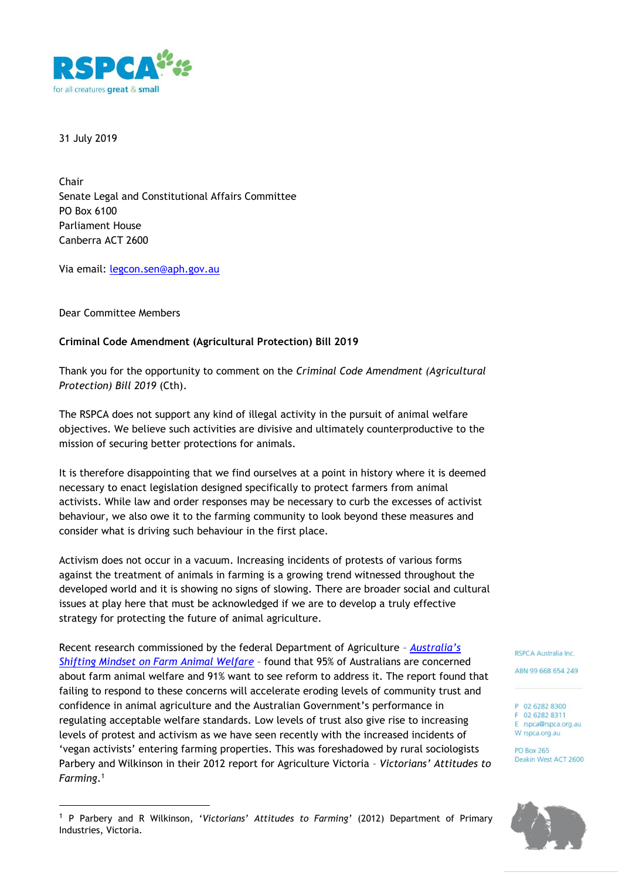31 July 2019

Chair
Senate Legal and Constitutional Affairs Committee
PO Box 6100
Parliament House
Canberra ACT 2600

Via email: legcon.sen@aph.gov.au

Dear Committee Members

**Criminal Code Amendment (Agricultural Protection) Bill 2019**

Thank you for the opportunity to comment on the *Criminal Code Amendment (Agricultural Protection) Bill 2019* (Cth).

The RSPCA does not support any kind of illegal activity in the pursuit of animal welfare objectives. We believe such activities are divisive and ultimately counterproductive to the mission of securing better protections for animals.

It is therefore disappointing that we find ourselves at a point in history where it is deemed necessary to enact legislation designed specifically to protect farmers from animal activists. While law and order responses may be necessary to curb the excesses of activist behaviour, we also owe it to the farming community to look beyond these measures and consider what is driving such behaviour in the first place.

Activism does not occur in a vacuum. Increasing incidents of protests of various forms against the treatment of animals in farming is a growing trend witnessed throughout the developed world and it is showing no signs of slowing. There are broader social and cultural issues at play here that must be acknowledged if we are to develop a truly effective strategy for protecting the future of animal agriculture.

Recent research commissioned by the federal Department of Agriculture – *Australia's Shifting Mindset on Farm Animal Welfare* – found that 95% of Australians are concerned about farm animal welfare and 91% want to see reform to address it. The report found that failing to respond to these concerns will accelerate eroding levels of community trust and confidence in animal agriculture and the Australian Government's performance in regulating acceptable welfare standards. Low levels of trust also give rise to increasing levels of protest and activism as we have seen recently with the increased incidents of 'vegan activists' entering farming properties. This was foreshadowed by rural sociologists Parbery and Wilkinson in their 2012 report for Agriculture Victoria – *Victorians' Attitudes to Farming*.[1]

RSPCA Australia Inc.
ABN 99 668 654 249
P 02 6282 8300
F 02 6282 8311
E rspca@rspca.org.au
W rspca.org.au
PO Box 265
Deakin West ACT 2600

[1] P Parbery and R Wilkinson, '*Victorians' Attitudes to Farming*' (2012) Department of Primary Industries, Victoria.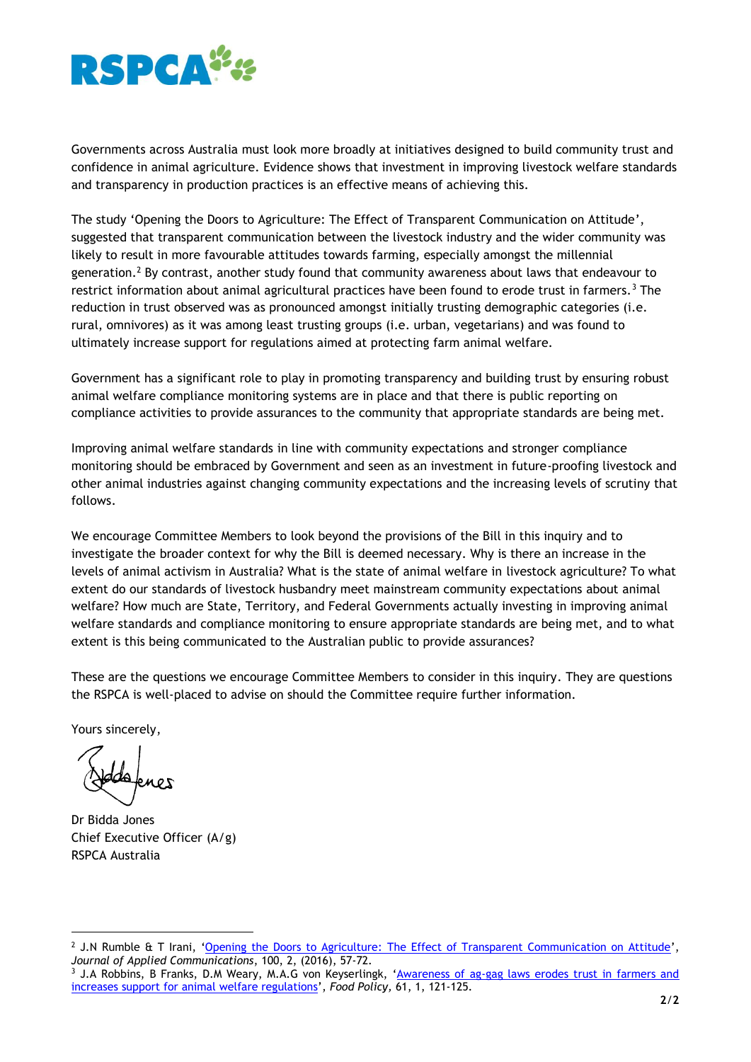Governments across Australia must look more broadly at initiatives designed to build community trust and confidence in animal agriculture. Evidence shows that investment in improving livestock welfare standards and transparency in production practices is an effective means of achieving this.

The study 'Opening the Doors to Agriculture: The Effect of Transparent Communication on Attitude', suggested that transparent communication between the livestock industry and the wider community was likely to result in more favourable attitudes towards farming, especially amongst the millennial generation.[2] By contrast, another study found that community awareness about laws that endeavour to restrict information about animal agricultural practices have been found to erode trust in farmers.[3] The reduction in trust observed was as pronounced amongst initially trusting demographic categories (i.e. rural, omnivores) as it was among least trusting groups (i.e. urban, vegetarians) and was found to ultimately increase support for regulations aimed at protecting farm animal welfare.

Government has a significant role to play in promoting transparency and building trust by ensuring robust animal welfare compliance monitoring systems are in place and that there is public reporting on compliance activities to provide assurances to the community that appropriate standards are being met.

Improving animal welfare standards in line with community expectations and stronger compliance monitoring should be embraced by Government and seen as an investment in future-proofing livestock and other animal industries against changing community expectations and the increasing levels of scrutiny that follows.

We encourage Committee Members to look beyond the provisions of the Bill in this inquiry and to investigate the broader context for why the Bill is deemed necessary. Why is there an increase in the levels of animal activism in Australia? What is the state of animal welfare in livestock agriculture? To what extent do our standards of livestock husbandry meet mainstream community expectations about animal welfare? How much are State, Territory, and Federal Governments actually investing in improving animal welfare standards and compliance monitoring to ensure appropriate standards are being met, and to what extent is this being communicated to the Australian public to provide assurances?

These are the questions we encourage Committee Members to consider in this inquiry. They are questions the RSPCA is well-placed to advise on should the Committee require further information.

Yours sincerely,

Dr Bidda Jones
Chief Executive Officer (A/g)
RSPCA Australia

---

[2] J.N Rumble & T Irani, 'Opening the Doors to Agriculture: The Effect of Transparent Communication on Attitude', *Journal of Applied Communications*, 100, 2, (2016), 57-72.

[3] J.A Robbins, B Franks, D.M Weary, M.A.G von Keyserlingk, 'Awareness of ag-gag laws erodes trust in farmers and increases support for animal welfare regulations', *Food Policy*, 61, 1, 121-125.